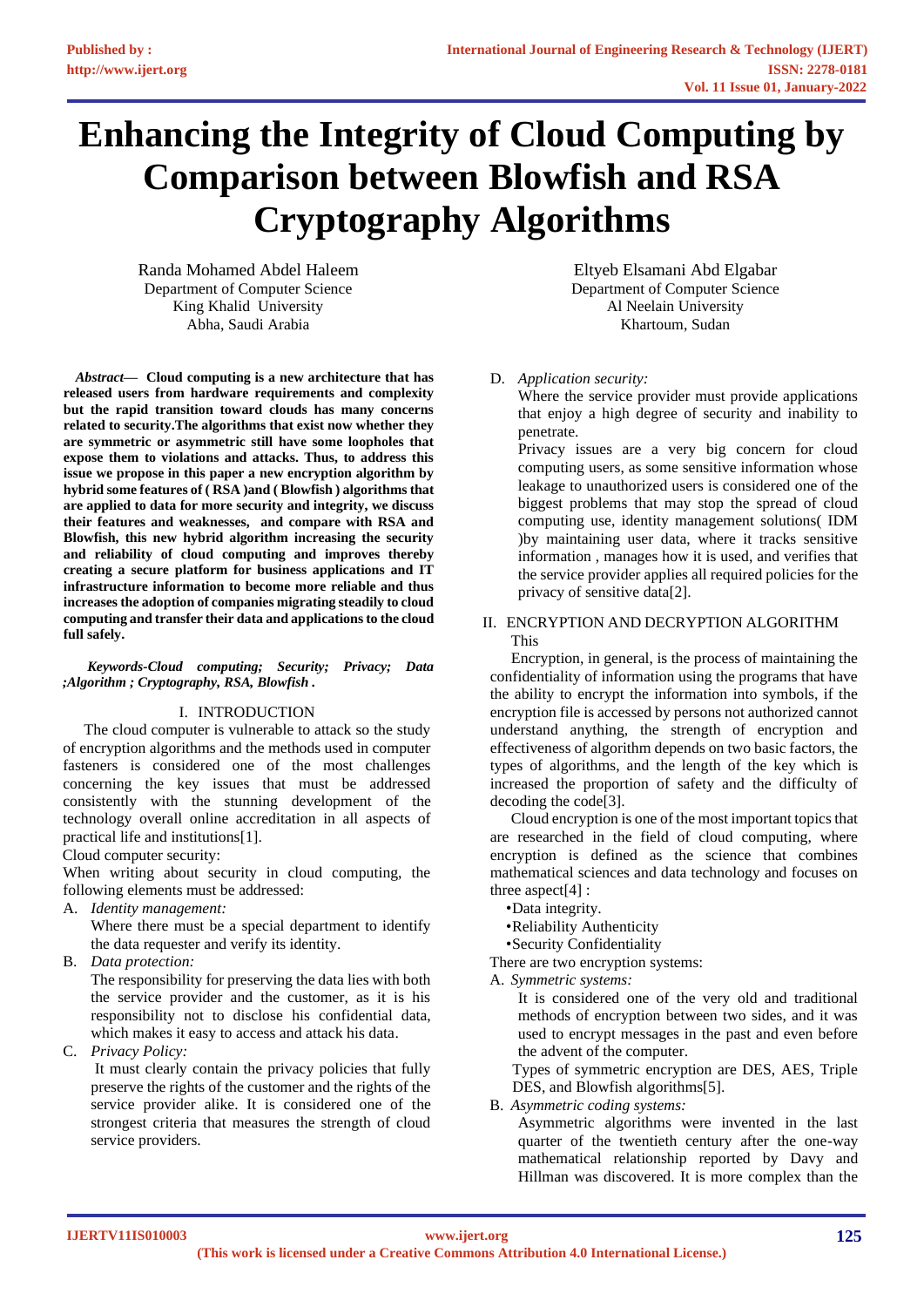# Enhancing the Integrity of Cloud Computing by Comparison between Blowfish and RSA Cryptography Algorithms

Randa Mohamed Abdel Haleem
Department of Computer Science
King Khalid University
Abha, Saudi Arabia

Eltyeb Elsamani Abd Elgabar
Department of Computer Science
Al Neelain University
Khartoum, Sudan

***Abstract*— Cloud computing is a new architecture that has released users from hardware requirements and complexity but the rapid transition toward clouds has many concerns related to security.The algorithms that exist now whether they are symmetric or asymmetric still have some loopholes that expose them to violations and attacks. Thus, to address this issue we propose in this paper a new encryption algorithm by hybrid some features of ( RSA )and ( Blowfish ) algorithms that are applied to data for more security and integrity, we discuss their features and weaknesses, and compare with RSA and Blowfish, this new hybrid algorithm increasing the security and reliability of cloud computing and improves thereby creating a secure platform for business applications and IT infrastructure information to become more reliable and thus increases the adoption of companies migrating steadily to cloud computing and transfer their data and applications to the cloud full safely.**

***Keywords-Cloud computing; Security; Privacy; Data ;Algorithm ; Cryptography, RSA, Blowfish .***

## I. INTRODUCTION

The cloud computer is vulnerable to attack so the study of encryption algorithms and the methods used in computer fasteners is considered one of the most challenges concerning the key issues that must be addressed consistently with the stunning development of the technology overall online accreditation in all aspects of practical life and institutions[1].

Cloud computer security:

When writing about security in cloud computing, the following elements must be addressed:

A. *Identity management:*
Where there must be a special department to identify the data requester and verify its identity.

B. *Data protection:*
The responsibility for preserving the data lies with both the service provider and the customer, as it is his responsibility not to disclose his confidential data, which makes it easy to access and attack his data.

C. *Privacy Policy:*
It must clearly contain the privacy policies that fully preserve the rights of the customer and the rights of the service provider alike. It is considered one of the strongest criteria that measures the strength of cloud service providers.

D. *Application security:*
Where the service provider must provide applications that enjoy a high degree of security and inability to penetrate.
Privacy issues are a very big concern for cloud computing users, as some sensitive information whose leakage to unauthorized users is considered one of the biggest problems that may stop the spread of cloud computing use, identity management solutions( IDM )by maintaining user data, where it tracks sensitive information , manages how it is used, and verifies that the service provider applies all required policies for the privacy of sensitive data[2].

## II. ENCRYPTION AND DECRYPTION ALGORITHM

This

Encryption, in general, is the process of maintaining the confidentiality of information using the programs that have the ability to encrypt the information into symbols, if the encryption file is accessed by persons not authorized cannot understand anything, the strength of encryption and effectiveness of algorithm depends on two basic factors, the types of algorithms, and the length of the key which is increased the proportion of safety and the difficulty of decoding the code[3].

Cloud encryption is one of the most important topics that are researched in the field of cloud computing, where encryption is defined as the science that combines mathematical sciences and data technology and focuses on three aspect[4] :

- Data integrity.
- Reliability Authenticity
- Security Confidentiality

There are two encryption systems:

A. *Symmetric systems:*
It is considered one of the very old and traditional methods of encryption between two sides, and it was used to encrypt messages in the past and even before the advent of the computer.
Types of symmetric encryption are DES, AES, Triple DES, and Blowfish algorithms[5].

B. *Asymmetric coding systems:*
Asymmetric algorithms were invented in the last quarter of the twentieth century after the one-way mathematical relationship reported by Davy and Hillman was discovered. It is more complex than the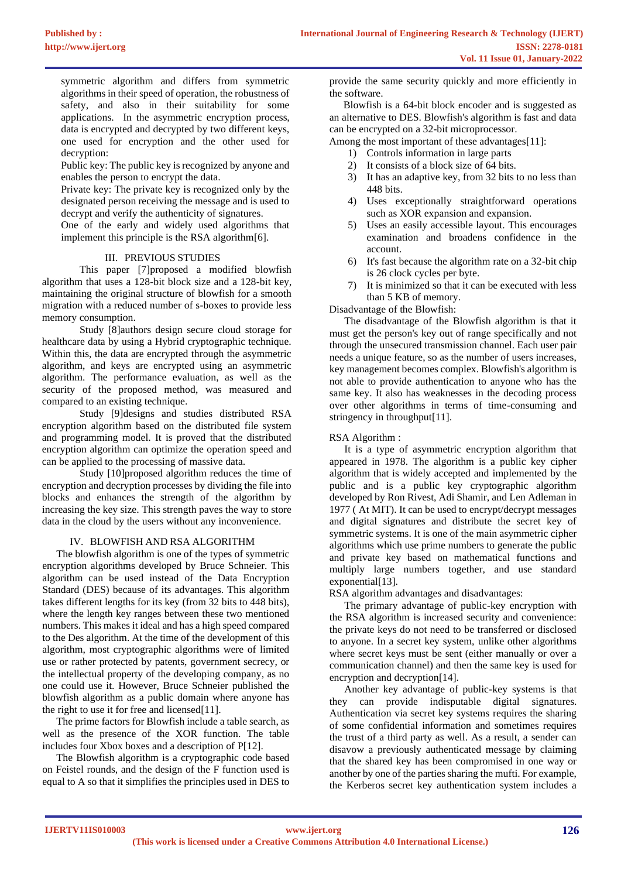symmetric algorithm and differs from symmetric algorithms in their speed of operation, the robustness of safety, and also in their suitability for some applications. In the asymmetric encryption process, data is encrypted and decrypted by two different keys, one used for encryption and the other used for decryption:

Public key: The public key is recognized by anyone and enables the person to encrypt the data.

Private key: The private key is recognized only by the designated person receiving the message and is used to decrypt and verify the authenticity of signatures.

One of the early and widely used algorithms that implement this principle is the RSA algorithm[6].

## III. PREVIOUS STUDIES

This paper [7]proposed a modified blowfish algorithm that uses a 128-bit block size and a 128-bit key, maintaining the original structure of blowfish for a smooth migration with a reduced number of s-boxes to provide less memory consumption.

Study [8]authors design secure cloud storage for healthcare data by using a Hybrid cryptographic technique. Within this, the data are encrypted through the asymmetric algorithm, and keys are encrypted using an asymmetric algorithm. The performance evaluation, as well as the security of the proposed method, was measured and compared to an existing technique.

Study [9]designs and studies distributed RSA encryption algorithm based on the distributed file system and programming model. It is proved that the distributed encryption algorithm can optimize the operation speed and can be applied to the processing of massive data.

Study [10]proposed algorithm reduces the time of encryption and decryption processes by dividing the file into blocks and enhances the strength of the algorithm by increasing the key size. This strength paves the way to store data in the cloud by the users without any inconvenience.

## IV. BLOWFISH AND RSA ALGORITHM

The blowfish algorithm is one of the types of symmetric encryption algorithms developed by Bruce Schneier. This algorithm can be used instead of the Data Encryption Standard (DES) because of its advantages. This algorithm takes different lengths for its key (from 32 bits to 448 bits), where the length key ranges between these two mentioned numbers. This makes it ideal and has a high speed compared to the Des algorithm. At the time of the development of this algorithm, most cryptographic algorithms were of limited use or rather protected by patents, government secrecy, or the intellectual property of the developing company, as no one could use it. However, Bruce Schneier published the blowfish algorithm as a public domain where anyone has the right to use it for free and licensed[11].

The prime factors for Blowfish include a table search, as well as the presence of the XOR function. The table includes four Xbox boxes and a description of P[12].

The Blowfish algorithm is a cryptographic code based on Feistel rounds, and the design of the F function used is equal to A so that it simplifies the principles used in DES to provide the same security quickly and more efficiently in the software.

Blowfish is a 64-bit block encoder and is suggested as an alternative to DES. Blowfish's algorithm is fast and data can be encrypted on a 32-bit microprocessor.

Among the most important of these advantages[11]:

1) Controls information in large parts
2) It consists of a block size of 64 bits.
3) It has an adaptive key, from 32 bits to no less than 448 bits.
4) Uses exceptionally straightforward operations such as XOR expansion and expansion.
5) Uses an easily accessible layout. This encourages examination and broadens confidence in the account.
6) It's fast because the algorithm rate on a 32-bit chip is 26 clock cycles per byte.
7) It is minimized so that it can be executed with less than 5 KB of memory.

Disadvantage of the Blowfish:

The disadvantage of the Blowfish algorithm is that it must get the person's key out of range specifically and not through the unsecured transmission channel. Each user pair needs a unique feature, so as the number of users increases, key management becomes complex. Blowfish's algorithm is not able to provide authentication to anyone who has the same key. It also has weaknesses in the decoding process over other algorithms in terms of time-consuming and stringency in throughput[11].

RSA Algorithm :

It is a type of asymmetric encryption algorithm that appeared in 1978. The algorithm is a public key cipher algorithm that is widely accepted and implemented by the public and is a public key cryptographic algorithm developed by Ron Rivest, Adi Shamir, and Len Adleman in 1977 ( At MIT). It can be used to encrypt/decrypt messages and digital signatures and distribute the secret key of symmetric systems. It is one of the main asymmetric cipher algorithms which use prime numbers to generate the public and private key based on mathematical functions and multiply large numbers together, and use standard exponential[13].

RSA algorithm advantages and disadvantages:

The primary advantage of public-key encryption with the RSA algorithm is increased security and convenience: the private keys do not need to be transferred or disclosed to anyone. In a secret key system, unlike other algorithms where secret keys must be sent (either manually or over a communication channel) and then the same key is used for encryption and decryption[14].

Another key advantage of public-key systems is that they can provide indisputable digital signatures. Authentication via secret key systems requires the sharing of some confidential information and sometimes requires the trust of a third party as well. As a result, a sender can disavow a previously authenticated message by claiming that the shared key has been compromised in one way or another by one of the parties sharing the mufti. For example, the Kerberos secret key authentication system includes a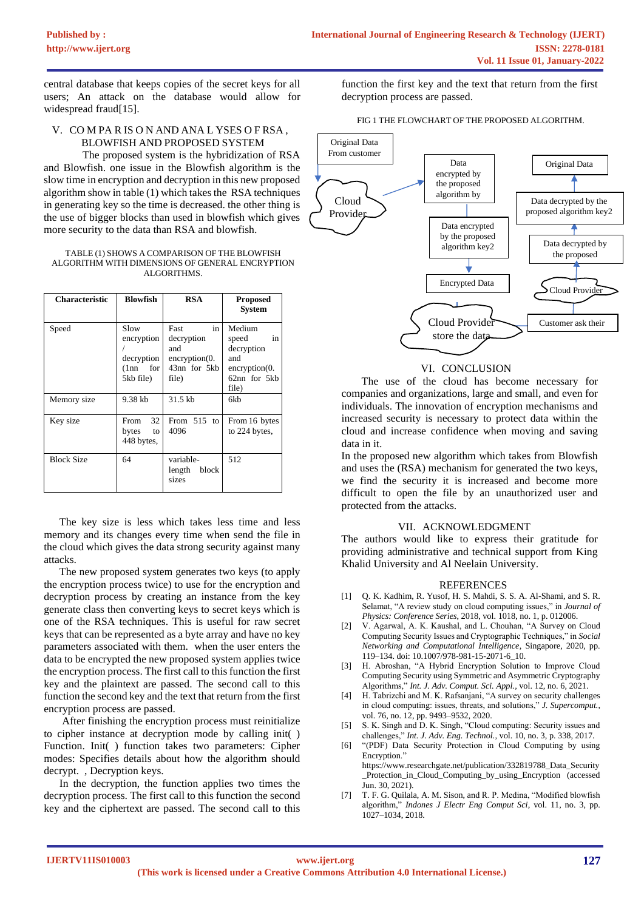central database that keeps copies of the secret keys for all users; An attack on the database would allow for widespread fraud[15].

## V. COMPARISON AND ANALYSES OF RSA, BLOWFISH AND PROPOSED SYSTEM

The proposed system is the hybridization of RSA and Blowfish. one issue in the Blowfish algorithm is the slow time in encryption and decryption in this new proposed algorithm show in table (1) which takes the RSA techniques in generating key so the time is decreased. the other thing is the use of bigger blocks than used in blowfish which gives more security to the data than RSA and blowfish.

TABLE (1) SHOWS A COMPARISON OF THE BLOWFISH ALGORITHM WITH DIMENSIONS OF GENERAL ENCRYPTION ALGORITHMS.

| Characteristic | Blowfish | RSA | Proposed System |
|---|---|---|---|
| Speed | Slow encryption / decryption (1nn for 5kb file) | Fast in decryption and encryption(0.43nn for 5kb file) | Medium speed in decryption and encryption(0.62nn for 5kb file) |
| Memory size | 9.38 kb | 31.5 kb | 6kb |
| Key size | From 32 bytes to 448 bytes, | From 515 to 4096 | From 16 bytes to 224 bytes, |
| Block Size | 64 | variable-length block sizes | 512 |

The key size is less which takes less time and less memory and its changes every time when send the file in the cloud which gives the data strong security against many attacks.

The new proposed system generates two keys (to apply the encryption process twice) to use for the encryption and decryption process by creating an instance from the key generate class then converting keys to secret keys which is one of the RSA techniques. This is useful for raw secret keys that can be represented as a byte array and have no key parameters associated with them. when the user enters the data to be encrypted the new proposed system applies twice the encryption process. The first call to this function the first key and the plaintext are passed. The second call to this function the second key and the text that return from the first encryption process are passed.

After finishing the encryption process must reinitialize to cipher instance at decryption mode by calling init( ) Function. Init( ) function takes two parameters: Cipher modes: Specifies details about how the algorithm should decrypt. , Decryption keys.

In the decryption, the function applies two times the decryption process. The first call to this function the second key and the ciphertext are passed. The second call to this function the first key and the text that return from the first decryption process are passed.

FIG 1 THE FLOWCHART OF THE PROPOSED ALGORITHM.

Original Data From customer → Cloud Provider → Data encrypted by the proposed algorithm by → Data encrypted by the proposed algorithm key2 → Encrypted Data → Cloud Provider store the data → Customer ask their → Cloud Provider → Data decrypted by the proposed → Data decrypted by the proposed algorithm key2 → Original Data

## VI. CONCLUSION

The use of the cloud has become necessary for companies and organizations, large and small, and even for individuals. The innovation of encryption mechanisms and increased security is necessary to protect data within the cloud and increase confidence when moving and saving data in it.

In the proposed new algorithm which takes from Blowfish and uses the (RSA) mechanism for generated the two keys, we find the security it is increased and become more difficult to open the file by an unauthorized user and protected from the attacks.

## VII. ACKNOWLEDGMENT

The authors would like to express their gratitude for providing administrative and technical support from King Khalid University and Al Neelain University.

## REFERENCES

[1] Q. K. Kadhim, R. Yusof, H. S. Mahdi, S. S. A. Al-Shami, and S. R. Selamat, "A review study on cloud computing issues," in *Journal of Physics: Conference Series*, 2018, vol. 1018, no. 1, p. 012006.

[2] V. Agarwal, A. K. Kaushal, and L. Chouhan, "A Survey on Cloud Computing Security Issues and Cryptographic Techniques," in *Social Networking and Computational Intelligence*, Singapore, 2020, pp. 119–134. doi: 10.1007/978-981-15-2071-6_10.

[3] H. Abroshan, "A Hybrid Encryption Solution to Improve Cloud Computing Security using Symmetric and Asymmetric Cryptography Algorithms," *Int. J. Adv. Comput. Sci. Appl.*, vol. 12, no. 6, 2021.

[4] H. Tabrizchi and M. K. Rafsanjani, "A survey on security challenges in cloud computing: issues, threats, and solutions," *J. Supercomput.*, vol. 76, no. 12, pp. 9493–9532, 2020.

[5] S. K. Singh and D. K. Singh, "Cloud computing: Security issues and challenges," *Int. J. Adv. Eng. Technol.*, vol. 10, no. 3, p. 338, 2017.

[6] "(PDF) Data Security Protection in Cloud Computing by using Encryption." https://www.researchgate.net/publication/332819788_Data_Security_Protection_in_Cloud_Computing_by_using_Encryption (accessed Jun. 30, 2021).

[7] T. F. G. Quilala, A. M. Sison, and R. P. Medina, "Modified blowfish algorithm," *Indones J Electr Eng Comput Sci*, vol. 11, no. 3, pp. 1027–1034, 2018.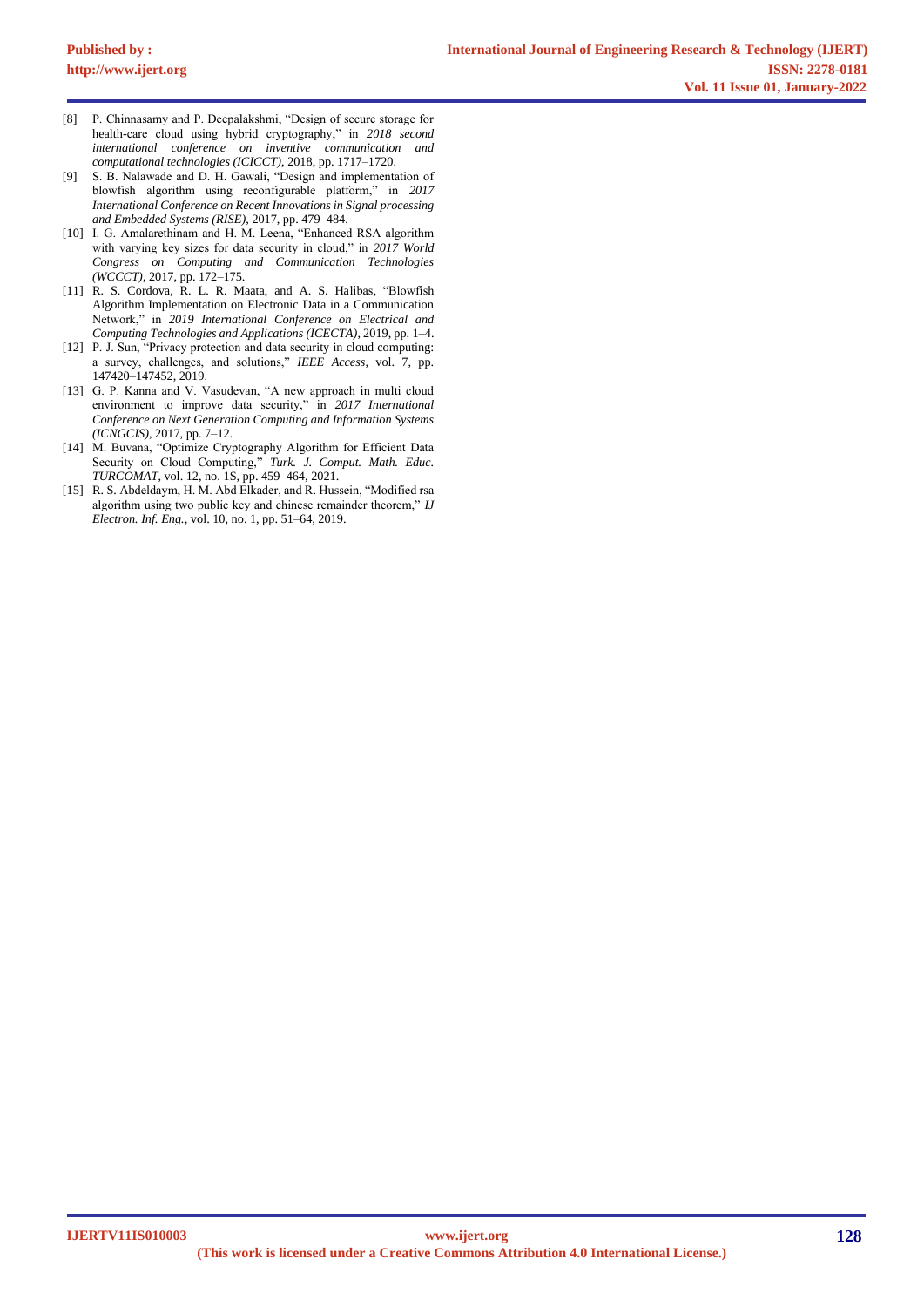[8] P. Chinnasamy and P. Deepalakshmi, "Design of secure storage for health-care cloud using hybrid cryptography," in *2018 second international conference on inventive communication and computational technologies (ICICCT)*, 2018, pp. 1717–1720.

[9] S. B. Nalawade and D. H. Gawali, "Design and implementation of blowfish algorithm using reconfigurable platform," in *2017 International Conference on Recent Innovations in Signal processing and Embedded Systems (RISE)*, 2017, pp. 479–484.

[10] I. G. Amalarethinam and H. M. Leena, "Enhanced RSA algorithm with varying key sizes for data security in cloud," in *2017 World Congress on Computing and Communication Technologies (WCCCT)*, 2017, pp. 172–175.

[11] R. S. Cordova, R. L. R. Maata, and A. S. Halibas, "Blowfish Algorithm Implementation on Electronic Data in a Communication Network," in *2019 International Conference on Electrical and Computing Technologies and Applications (ICECTA)*, 2019, pp. 1–4.

[12] P. J. Sun, "Privacy protection and data security in cloud computing: a survey, challenges, and solutions," *IEEE Access*, vol. 7, pp. 147420–147452, 2019.

[13] G. P. Kanna and V. Vasudevan, "A new approach in multi cloud environment to improve data security," in *2017 International Conference on Next Generation Computing and Information Systems (ICNGCIS)*, 2017, pp. 7–12.

[14] M. Buvana, "Optimize Cryptography Algorithm for Efficient Data Security on Cloud Computing," *Turk. J. Comput. Math. Educ. TURCOMAT*, vol. 12, no. 1S, pp. 459–464, 2021.

[15] R. S. Abdeldaym, H. M. Abd Elkader, and R. Hussein, "Modified rsa algorithm using two public key and chinese remainder theorem," *IJ Electron. Inf. Eng.*, vol. 10, no. 1, pp. 51–64, 2019.